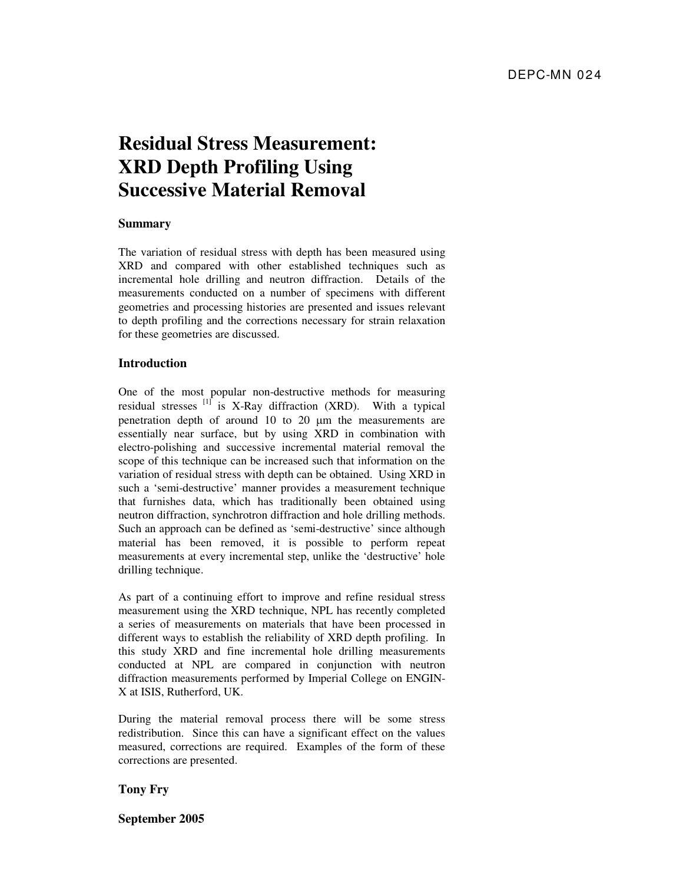DEPC-MN 024

# Residual Stress Measurement: XRD Depth Profiling Using Successive Material Removal

### Summary

The variation of residual stress with depth has been measured using XRD and compared with other established techniques such as incremental hole drilling and neutron diffraction. Details of the measurements conducted on a number of specimens with different geometries and processing histories are presented and issues relevant to depth profiling and the corrections necessary for strain relaxation for these geometries are discussed.

### Introduction

One of the most popular non-destructive methods for measuring residual stresses [1] is X-Ray diffraction (XRD). With a typical penetration depth of around 10 to 20 μm the measurements are essentially near surface, but by using XRD in combination with electro-polishing and successive incremental material removal the scope of this technique can be increased such that information on the variation of residual stress with depth can be obtained. Using XRD in such a 'semi-destructive' manner provides a measurement technique that furnishes data, which has traditionally been obtained using neutron diffraction, synchrotron diffraction and hole drilling methods. Such an approach can be defined as 'semi-destructive' since although material has been removed, it is possible to perform repeat measurements at every incremental step, unlike the 'destructive' hole drilling technique.

As part of a continuing effort to improve and refine residual stress measurement using the XRD technique, NPL has recently completed a series of measurements on materials that have been processed in different ways to establish the reliability of XRD depth profiling. In this study XRD and fine incremental hole drilling measurements conducted at NPL are compared in conjunction with neutron diffraction measurements performed by Imperial College on ENGIN-X at ISIS, Rutherford, UK.

During the material removal process there will be some stress redistribution. Since this can have a significant effect on the values measured, corrections are required. Examples of the form of these corrections are presented.

**Tony Fry**

**September 2005**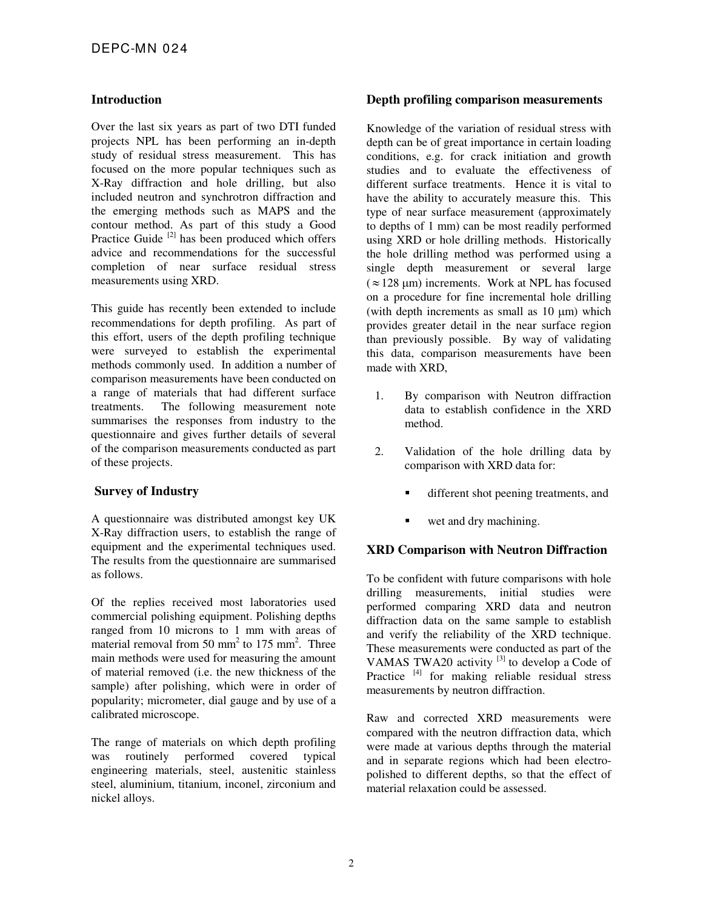## Introduction

Over the last six years as part of two DTI funded projects NPL has been performing an in-depth study of residual stress measurement. This has focused on the more popular techniques such as X-Ray diffraction and hole drilling, but also included neutron and synchrotron diffraction and the emerging methods such as MAPS and the contour method. As part of this study a Good Practice Guide [2] has been produced which offers advice and recommendations for the successful completion of near surface residual stress measurements using XRD.

This guide has recently been extended to include recommendations for depth profiling. As part of this effort, users of the depth profiling technique were surveyed to establish the experimental methods commonly used. In addition a number of comparison measurements have been conducted on a range of materials that had different surface treatments. The following measurement note summarises the responses from industry to the questionnaire and gives further details of several of the comparison measurements conducted as part of these projects.

## Survey of Industry

A questionnaire was distributed amongst key UK X-Ray diffraction users, to establish the range of equipment and the experimental techniques used. The results from the questionnaire are summarised as follows.

Of the replies received most laboratories used commercial polishing equipment. Polishing depths ranged from 10 microns to 1 mm with areas of material removal from 50 mm$^2$ to 175 mm$^2$. Three main methods were used for measuring the amount of material removed (i.e. the new thickness of the sample) after polishing, which were in order of popularity; micrometer, dial gauge and by use of a calibrated microscope.

The range of materials on which depth profiling was routinely performed covered typical engineering materials, steel, austenitic stainless steel, aluminium, titanium, inconel, zirconium and nickel alloys.

## Depth profiling comparison measurements

Knowledge of the variation of residual stress with depth can be of great importance in certain loading conditions, e.g. for crack initiation and growth studies and to evaluate the effectiveness of different surface treatments. Hence it is vital to have the ability to accurately measure this. This type of near surface measurement (approximately to depths of 1 mm) can be most readily performed using XRD or hole drilling methods. Historically the hole drilling method was performed using a single depth measurement or several large ($\approx 128$ µm) increments. Work at NPL has focused on a procedure for fine incremental hole drilling (with depth increments as small as 10 µm) which provides greater detail in the near surface region than previously possible. By way of validating this data, comparison measurements have been made with XRD,

1. By comparison with Neutron diffraction data to establish confidence in the XRD method.
2. Validation of the hole drilling data by comparison with XRD data for:
   - different shot peening treatments, and
   - wet and dry machining.

## XRD Comparison with Neutron Diffraction

To be confident with future comparisons with hole drilling measurements, initial studies were performed comparing XRD data and neutron diffraction data on the same sample to establish and verify the reliability of the XRD technique. These measurements were conducted as part of the VAMAS TWA20 activity [3] to develop a Code of Practice [4] for making reliable residual stress measurements by neutron diffraction.

Raw and corrected XRD measurements were compared with the neutron diffraction data, which were made at various depths through the material and in separate regions which had been electro-polished to different depths, so that the effect of material relaxation could be assessed.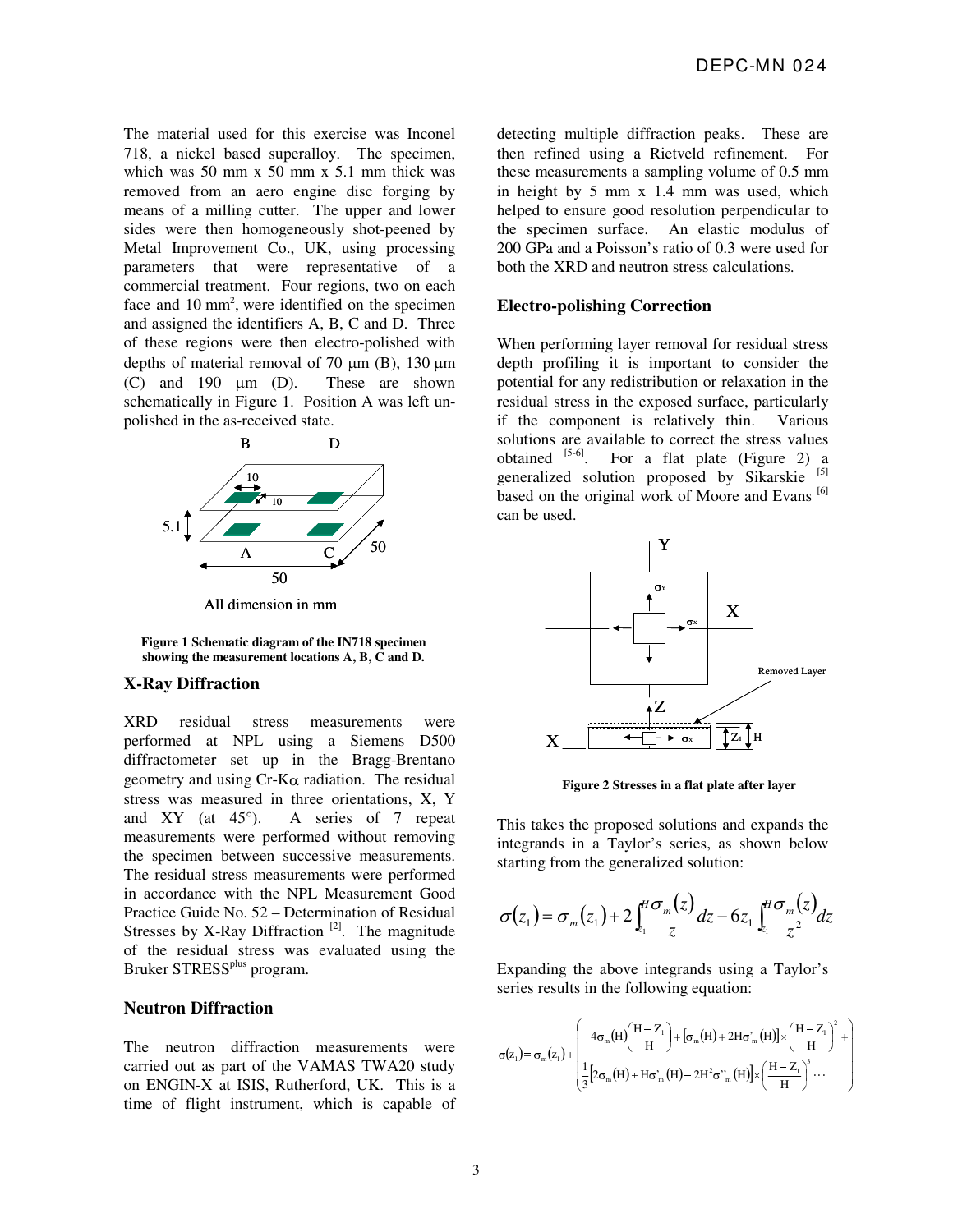The material used for this exercise was Inconel 718, a nickel based superalloy. The specimen, which was 50 mm x 50 mm x 5.1 mm thick was removed from an aero engine disc forging by means of a milling cutter. The upper and lower sides were then homogeneously shot-peened by Metal Improvement Co., UK, using processing parameters that were representative of a commercial treatment. Four regions, two on each face and 10 mm$^2$, were identified on the specimen and assigned the identifiers A, B, C and D. Three of these regions were then electro-polished with depths of material removal of 70 µm (B), 130 µm (C) and 190 µm (D). These are shown schematically in Figure 1. Position A was left un-polished in the as-received state.

All dimension in mm

**Figure 1 Schematic diagram of the IN718 specimen showing the measurement locations A, B, C and D.**

## X-Ray Diffraction

XRD residual stress measurements were performed at NPL using a Siemens D500 diffractometer set up in the Bragg-Brentano geometry and using Cr-Kα radiation. The residual stress was measured in three orientations, X, Y and XY (at 45°). A series of 7 repeat measurements were performed without removing the specimen between successive measurements. The residual stress measurements were performed in accordance with the NPL Measurement Good Practice Guide No. 52 – Determination of Residual Stresses by X-Ray Diffraction [2]. The magnitude of the residual stress was evaluated using the Bruker STRESS[plus] program.

## Neutron Diffraction

The neutron diffraction measurements were carried out as part of the VAMAS TWA20 study on ENGIN-X at ISIS, Rutherford, UK. This is a time of flight instrument, which is capable of detecting multiple diffraction peaks. These are then refined using a Rietveld refinement. For these measurements a sampling volume of 0.5 mm in height by 5 mm x 1.4 mm was used, which helped to ensure good resolution perpendicular to the specimen surface. An elastic modulus of 200 GPa and a Poisson's ratio of 0.3 were used for both the XRD and neutron stress calculations.

## Electro-polishing Correction

When performing layer removal for residual stress depth profiling it is important to consider the potential for any redistribution or relaxation in the residual stress in the exposed surface, particularly if the component is relatively thin. Various solutions are available to correct the stress values obtained [5-6]. For a flat plate (Figure 2) a generalized solution proposed by Sikarskie [5] based on the original work of Moore and Evans [6] can be used.

**Figure 2 Stresses in a flat plate after layer**

This takes the proposed solutions and expands the integrands in a Taylor's series, as shown below starting from the generalized solution:

$$\sigma(z_1) = \sigma_m(z_1) + 2\int_{z_1}^{H} \frac{\sigma_m(z)}{z} dz - 6z_1 \int_{z_1}^{H} \frac{\sigma_m(z)}{z^2} dz$$

Expanding the above integrands using a Taylor's series results in the following equation:

$$\sigma(z_1) = \sigma_m(z_1) + \left( \begin{array}{l} -4\sigma_m(H)\left(\frac{H - Z_1}{H}\right) + \left[\sigma_m(H) + 2H\sigma'_m(H)\right] \times \left(\frac{H - Z_1}{H}\right)^2 + \\ \frac{1}{3}\left[2\sigma_m(H) + H\sigma'_m(H) - 2H^2\sigma''_m(H)\right] \times \left(\frac{H - Z_1}{H}\right)^3 \cdots \end{array} \right)$$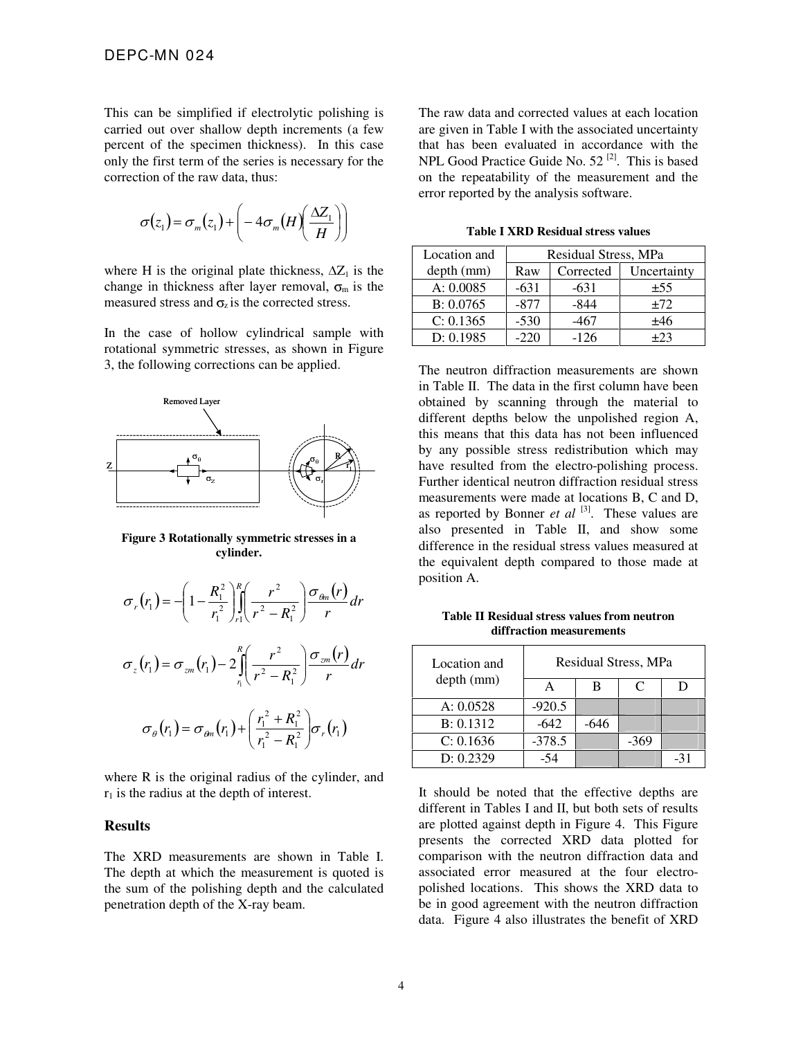This can be simplified if electrolytic polishing is carried out over shallow depth increments (a few percent of the specimen thickness). In this case only the first term of the series is necessary for the correction of the raw data, thus:

$$\sigma(z_1) = \sigma_m(z_1) + \left( -4\sigma_m(H)\left(\frac{\Delta Z_1}{H}\right)\right)$$

where H is the original plate thickness, $\Delta Z_1$ is the change in thickness after layer removal, $\sigma_m$ is the measured stress and $\sigma_z$ is the corrected stress.

In the case of hollow cylindrical sample with rotational symmetric stresses, as shown in Figure 3, the following corrections can be applied.

**Figure 3 Rotationally symmetric stresses in a cylinder.**

$$\sigma_r(r_1) = -\left(1 - \frac{R_1^2}{r_1^2}\right)\int_{r1}^{R}\left(\frac{r^2}{r^2 - R_1^2}\right)\frac{\sigma_{\theta m}(r)}{r}dr$$

$$\sigma_z(r_1) = \sigma_{zm}(r_1) - 2\int_{r_1}^{R}\left(\frac{r^2}{r^2 - R_1^2}\right)\frac{\sigma_{zm}(r)}{r}dr$$

$$\sigma_\theta(r_1) = \sigma_{\theta m}(r_1) + \left(\frac{r_1^2 + R_1^2}{r_1^2 - R_1^2}\right)\sigma_r(r_1)$$

where R is the original radius of the cylinder, and $r_1$ is the radius at the depth of interest.

## Results

The XRD measurements are shown in Table I. The depth at which the measurement is quoted is the sum of the polishing depth and the calculated penetration depth of the X-ray beam.

The raw data and corrected values at each location are given in Table I with the associated uncertainty that has been evaluated in accordance with the NPL Good Practice Guide No. 52 [2]. This is based on the repeatability of the measurement and the error reported by the analysis software.

**Table I XRD Residual stress values**

| Location and depth (mm) | Residual Stress, MPa | | |
|---|---|---|---|
| | Raw | Corrected | Uncertainty |
| A: 0.0085 | -631 | -631 | ±55 |
| B: 0.0765 | -877 | -844 | ±72 |
| C: 0.1365 | -530 | -467 | ±46 |
| D: 0.1985 | -220 | -126 | ±23 |

The neutron diffraction measurements are shown in Table II. The data in the first column have been obtained by scanning through the material to different depths below the unpolished region A, this means that this data has not been influenced by any possible stress redistribution which may have resulted from the electro-polishing process. Further identical neutron diffraction residual stress measurements were made at locations B, C and D, as reported by Bonner *et al* [3]. These values are also presented in Table II, and show some difference in the residual stress values measured at the equivalent depth compared to those made at position A.

**Table II Residual stress values from neutron diffraction measurements**

| Location and depth (mm) | Residual Stress, MPa | | | |
|---|---|---|---|---|
| | A | B | C | D |
| A: 0.0528 | -920.5 | | | |
| B: 0.1312 | -642 | -646 | | |
| C: 0.1636 | -378.5 | | -369 | |
| D: 0.2329 | -54 | | | -31 |

It should be noted that the effective depths are different in Tables I and II, but both sets of results are plotted against depth in Figure 4. This Figure presents the corrected XRD data plotted for comparison with the neutron diffraction data and associated error measured at the four electro-polished locations. This shows the XRD data to be in good agreement with the neutron diffraction data. Figure 4 also illustrates the benefit of XRD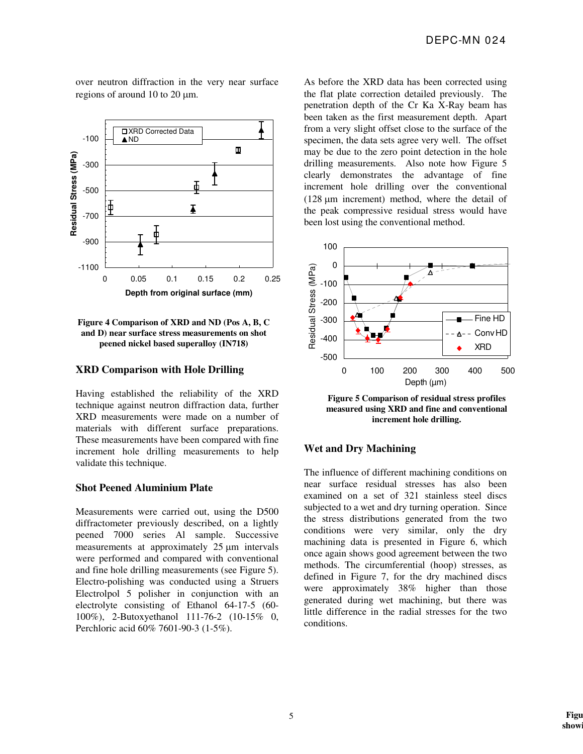over neutron diffraction in the very near surface regions of around 10 to 20 µm.

**Figure 4 Comparison of XRD and ND (Pos A, B, C and D) near surface stress measurements on shot peened nickel based superalloy (IN718)**

## XRD Comparison with Hole Drilling

Having established the reliability of the XRD technique against neutron diffraction data, further XRD measurements were made on a number of materials with different surface preparations. These measurements have been compared with fine increment hole drilling measurements to help validate this technique.

### Shot Peened Aluminium Plate

Measurements were carried out, using the D500 diffractometer previously described, on a lightly peened 7000 series Al sample. Successive measurements at approximately 25 µm intervals were performed and compared with conventional and fine hole drilling measurements (see Figure 5). Electro-polishing was conducted using a Struers Electrolpol 5 polisher in conjunction with an electrolyte consisting of Ethanol 64-17-5 (60-100%), 2-Butoxyethanol 111-76-2 (10-15% 0, Perchloric acid 60% 7601-90-3 (1-5%).

As before the XRD data has been corrected using the flat plate correction detailed previously. The penetration depth of the Cr Ka X-Ray beam has been taken as the first measurement depth. Apart from a very slight offset close to the surface of the specimen, the data sets agree very well. The offset may be due to the zero point detection in the hole drilling measurements. Also note how Figure 5 clearly demonstrates the advantage of fine increment hole drilling over the conventional (128 µm increment) method, where the detail of the peak compressive residual stress would have been lost using the conventional method.

**Figure 5 Comparison of residual stress profiles measured using XRD and fine and conventional increment hole drilling.**

## Wet and Dry Machining

The influence of different machining conditions on near surface residual stresses has also been examined on a set of 321 stainless steel discs subjected to a wet and dry turning operation. Since the stress distributions generated from the two conditions were very similar, only the dry machining data is presented in Figure 6, which once again shows good agreement between the two methods. The circumferential (hoop) stresses, as defined in Figure 7, for the dry machined discs were approximately 38% higher than those generated during wet machining, but there was little difference in the radial stresses for the two conditions.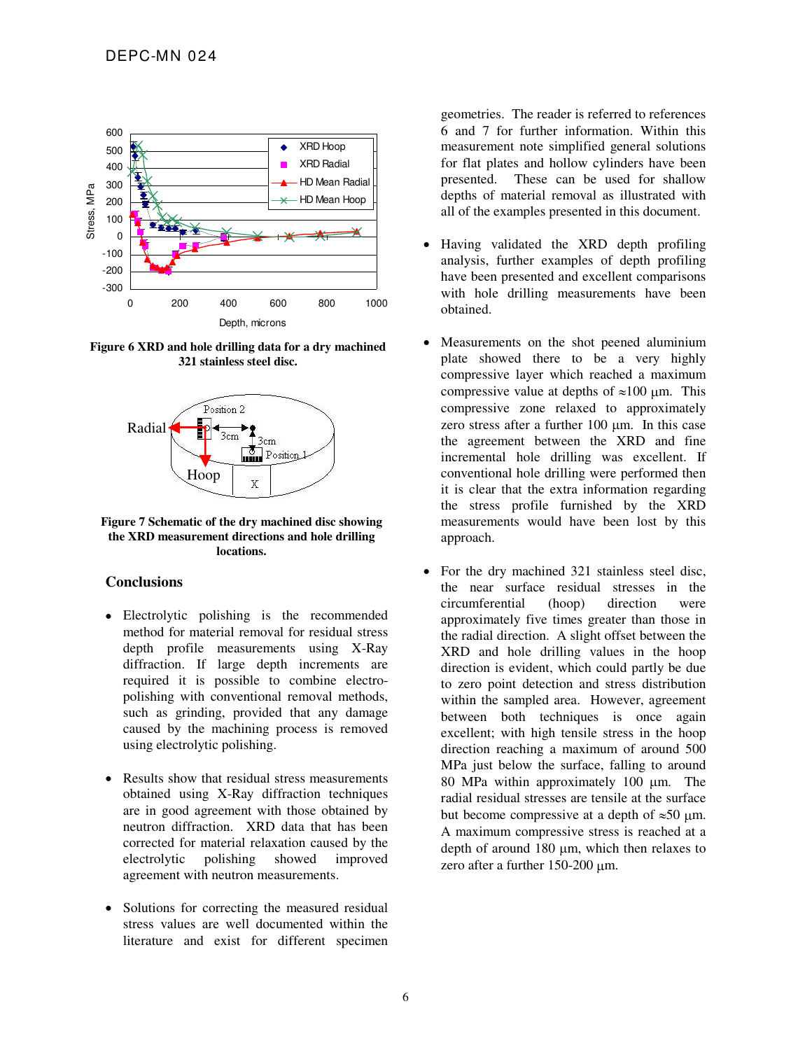Figure 6 XRD and hole drilling data for a dry machined 321 stainless steel disc.

Figure 7 Schematic of the dry machined disc showing the XRD measurement directions and hole drilling locations.

## Conclusions

- Electrolytic polishing is the recommended method for material removal for residual stress depth profile measurements using X-Ray diffraction. If large depth increments are required it is possible to combine electro-polishing with conventional removal methods, such as grinding, provided that any damage caused by the machining process is removed using electrolytic polishing.

- Results show that residual stress measurements obtained using X-Ray diffraction techniques are in good agreement with those obtained by neutron diffraction. XRD data that has been corrected for material relaxation caused by the electrolytic polishing showed improved agreement with neutron measurements.

- Solutions for correcting the measured residual stress values are well documented within the literature and exist for different specimen geometries. The reader is referred to references 6 and 7 for further information. Within this measurement note simplified general solutions for flat plates and hollow cylinders have been presented. These can be used for shallow depths of material removal as illustrated with all of the examples presented in this document.

- Having validated the XRD depth profiling analysis, further examples of depth profiling have been presented and excellent comparisons with hole drilling measurements have been obtained.

- Measurements on the shot peened aluminium plate showed there to be a very highly compressive layer which reached a maximum compressive value at depths of ≈100 μm. This compressive zone relaxed to approximately zero stress after a further 100 μm. In this case the agreement between the XRD and fine incremental hole drilling was excellent. If conventional hole drilling were performed then it is clear that the extra information regarding the stress profile furnished by the XRD measurements would have been lost by this approach.

- For the dry machined 321 stainless steel disc, the near surface residual stresses in the circumferential (hoop) direction were approximately five times greater than those in the radial direction. A slight offset between the XRD and hole drilling values in the hoop direction is evident, which could partly be due to zero point detection and stress distribution within the sampled area. However, agreement between both techniques is once again excellent; with high tensile stress in the hoop direction reaching a maximum of around 500 MPa just below the surface, falling to around 80 MPa within approximately 100 μm. The radial residual stresses are tensile at the surface but become compressive at a depth of ≈50 μm. A maximum compressive stress is reached at a depth of around 180 μm, which then relaxes to zero after a further 150-200 μm.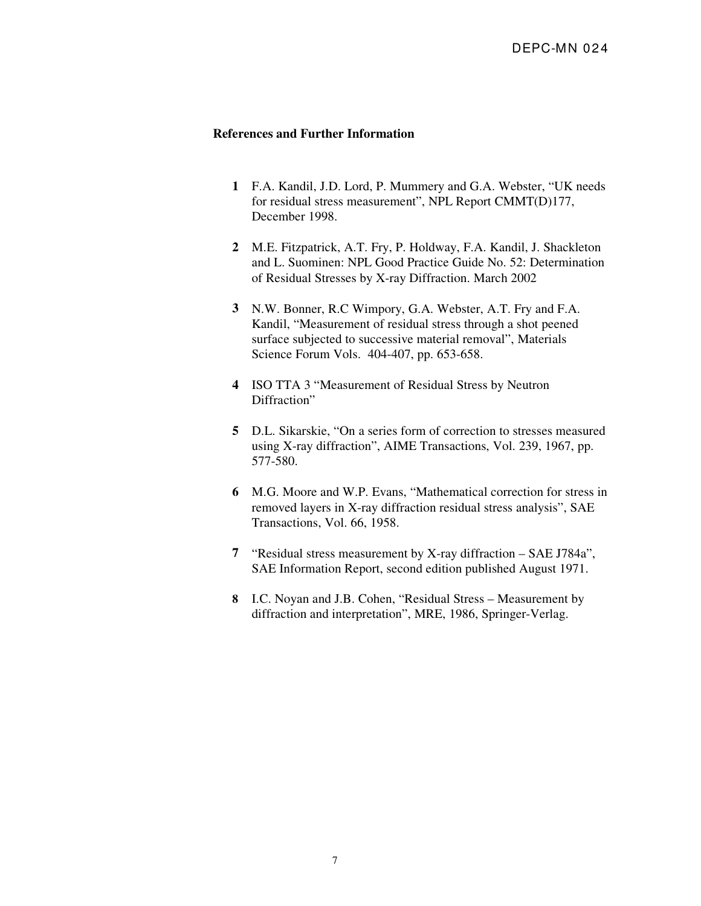## References and Further Information

1. F.A. Kandil, J.D. Lord, P. Mummery and G.A. Webster, "UK needs for residual stress measurement", NPL Report CMMT(D)177, December 1998.

2. M.E. Fitzpatrick, A.T. Fry, P. Holdway, F.A. Kandil, J. Shackleton and L. Suominen: NPL Good Practice Guide No. 52: Determination of Residual Stresses by X-ray Diffraction. March 2002

3. N.W. Bonner, R.C Wimpory, G.A. Webster, A.T. Fry and F.A. Kandil, "Measurement of residual stress through a shot peened surface subjected to successive material removal", Materials Science Forum Vols. 404-407, pp. 653-658.

4. ISO TTA 3 "Measurement of Residual Stress by Neutron Diffraction"

5. D.L. Sikarskie, "On a series form of correction to stresses measured using X-ray diffraction", AIME Transactions, Vol. 239, 1967, pp. 577-580.

6. M.G. Moore and W.P. Evans, "Mathematical correction for stress in removed layers in X-ray diffraction residual stress analysis", SAE Transactions, Vol. 66, 1958.

7. "Residual stress measurement by X-ray diffraction – SAE J784a", SAE Information Report, second edition published August 1971.

8. I.C. Noyan and J.B. Cohen, "Residual Stress – Measurement by diffraction and interpretation", MRE, 1986, Springer-Verlag.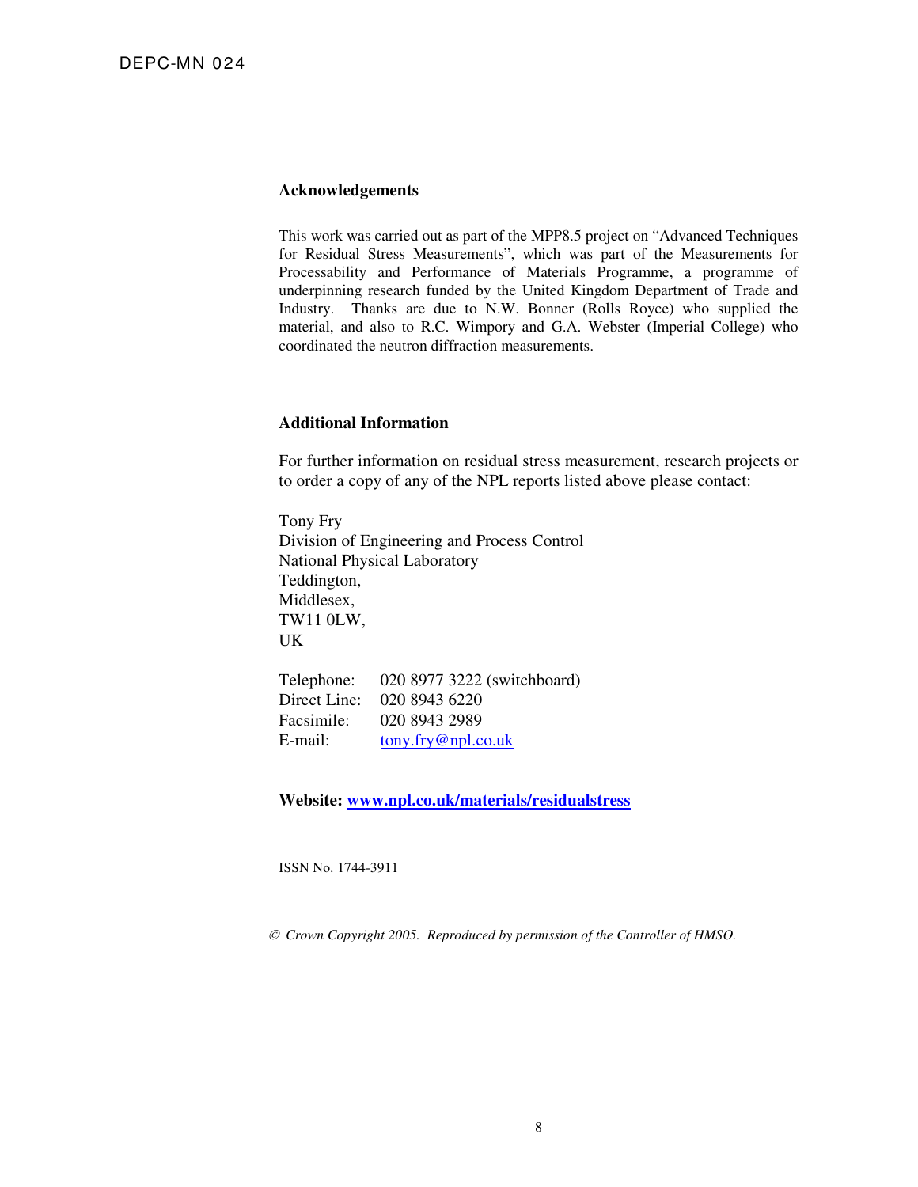## Acknowledgements

This work was carried out as part of the MPP8.5 project on "Advanced Techniques for Residual Stress Measurements", which was part of the Measurements for Processability and Performance of Materials Programme, a programme of underpinning research funded by the United Kingdom Department of Trade and Industry. Thanks are due to N.W. Bonner (Rolls Royce) who supplied the material, and also to R.C. Wimpory and G.A. Webster (Imperial College) who coordinated the neutron diffraction measurements.

## Additional Information

For further information on residual stress measurement, research projects or to order a copy of any of the NPL reports listed above please contact:

Tony Fry
Division of Engineering and Process Control
National Physical Laboratory
Teddington,
Middlesex,
TW11 0LW,
UK

| | |
|---|---|
| Telephone: | 020 8977 3222 (switchboard) |
| Direct Line: | 020 8943 6220 |
| Facsimile: | 020 8943 2989 |
| E-mail: | tony.fry@npl.co.uk |

**Website: www.npl.co.uk/materials/residualstress**

ISSN No. 1744-3911

© *Crown Copyright 2005. Reproduced by permission of the Controller of HMSO.*